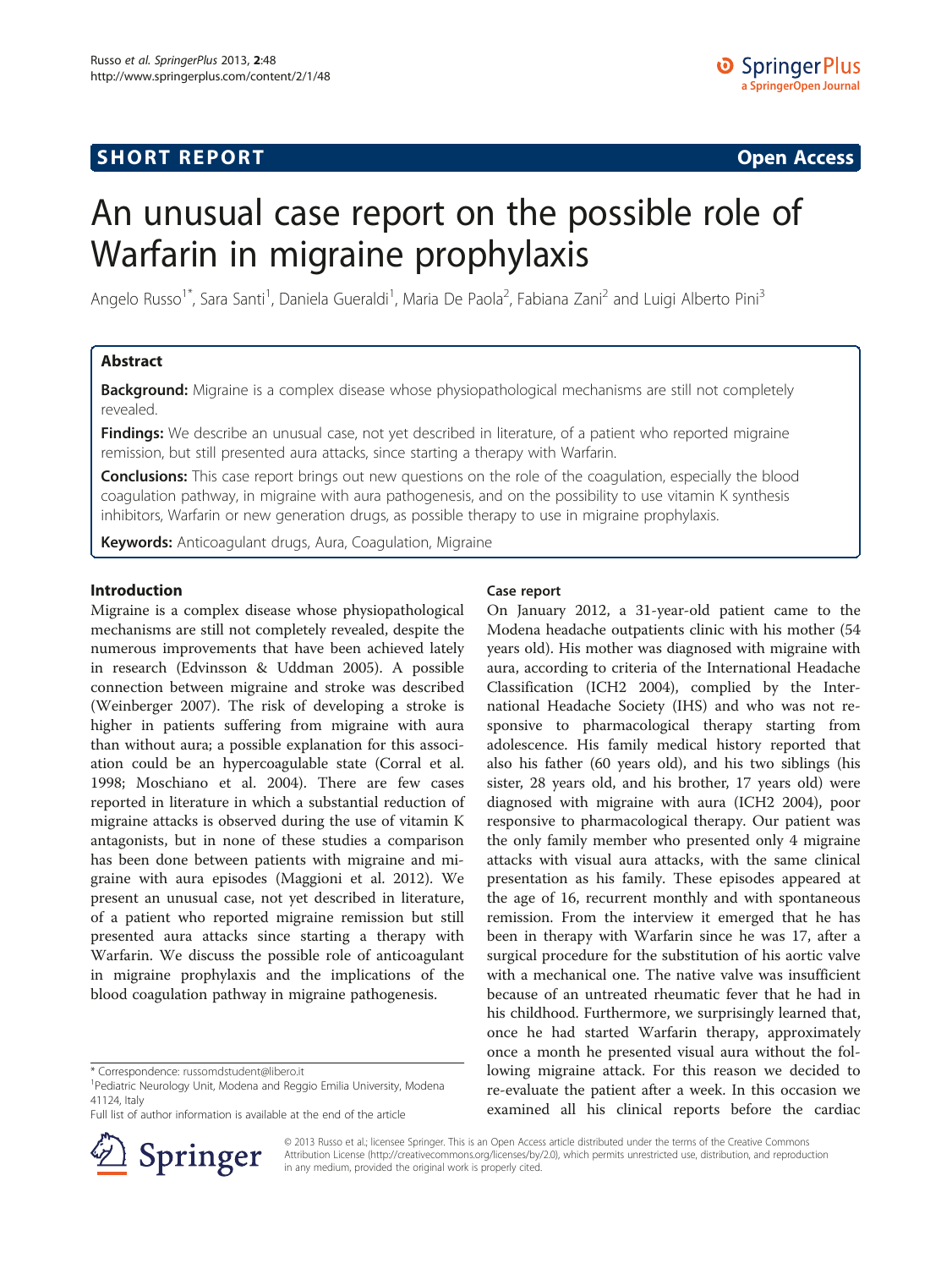SHORT REPORT

Open Access

# An unusual case report on the possible role of Warfarin in migraine prophylaxis

Angelo Russo[1*], Sara Santi[1], Daniela Gueraldi[1], Maria De Paola[2], Fabiana Zani[2] and Luigi Alberto Pini[3]

## Abstract

**Background:** Migraine is a complex disease whose physiopathological mechanisms are still not completely revealed.

**Findings:** We describe an unusual case, not yet described in literature, of a patient who reported migraine remission, but still presented aura attacks, since starting a therapy with Warfarin.

**Conclusions:** This case report brings out new questions on the role of the coagulation, especially the blood coagulation pathway, in migraine with aura pathogenesis, and on the possibility to use vitamin K synthesis inhibitors, Warfarin or new generation drugs, as possible therapy to use in migraine prophylaxis.

**Keywords:** Anticoagulant drugs, Aura, Coagulation, Migraine

## Introduction

Migraine is a complex disease whose physiopathological mechanisms are still not completely revealed, despite the numerous improvements that have been achieved lately in research (Edvinsson & Uddman 2005). A possible connection between migraine and stroke was described (Weinberger 2007). The risk of developing a stroke is higher in patients suffering from migraine with aura than without aura; a possible explanation for this association could be an hypercoagulable state (Corral et al. 1998; Moschiano et al. 2004). There are few cases reported in literature in which a substantial reduction of migraine attacks is observed during the use of vitamin K antagonists, but in none of these studies a comparison has been done between patients with migraine and migraine with aura episodes (Maggioni et al. 2012). We present an unusual case, not yet described in literature, of a patient who reported migraine remission but still presented aura attacks since starting a therapy with Warfarin. We discuss the possible role of anticoagulant in migraine prophylaxis and the implications of the blood coagulation pathway in migraine pathogenesis.

## Case report

On January 2012, a 31-year-old patient came to the Modena headache outpatients clinic with his mother (54 years old). His mother was diagnosed with migraine with aura, according to criteria of the International Headache Classification (ICH2 2004), complied by the International Headache Society (IHS) and who was not responsive to pharmacological therapy starting from adolescence. His family medical history reported that also his father (60 years old), and his two siblings (his sister, 28 years old, and his brother, 17 years old) were diagnosed with migraine with aura (ICH2 2004), poor responsive to pharmacological therapy. Our patient was the only family member who presented only 4 migraine attacks with visual aura attacks, with the same clinical presentation as his family. These episodes appeared at the age of 16, recurrent monthly and with spontaneous remission. From the interview it emerged that he has been in therapy with Warfarin since he was 17, after a surgical procedure for the substitution of his aortic valve with a mechanical one. The native valve was insufficient because of an untreated rheumatic fever that he had in his childhood. Furthermore, we surprisingly learned that, once he had started Warfarin therapy, approximately once a month he presented visual aura without the following migraine attack. For this reason we decided to re-evaluate the patient after a week. In this occasion we examined all his clinical reports before the cardiac

\* Correspondence: russomdstudent@libero.it

[1]Pediatric Neurology Unit, Modena and Reggio Emilia University, Modena 41124, Italy

Full list of author information is available at the end of the article

© 2013 Russo et al.; licensee Springer. This is an Open Access article distributed under the terms of the Creative Commons Attribution License (http://creativecommons.org/licenses/by/2.0), which permits unrestricted use, distribution, and reproduction in any medium, provided the original work is properly cited.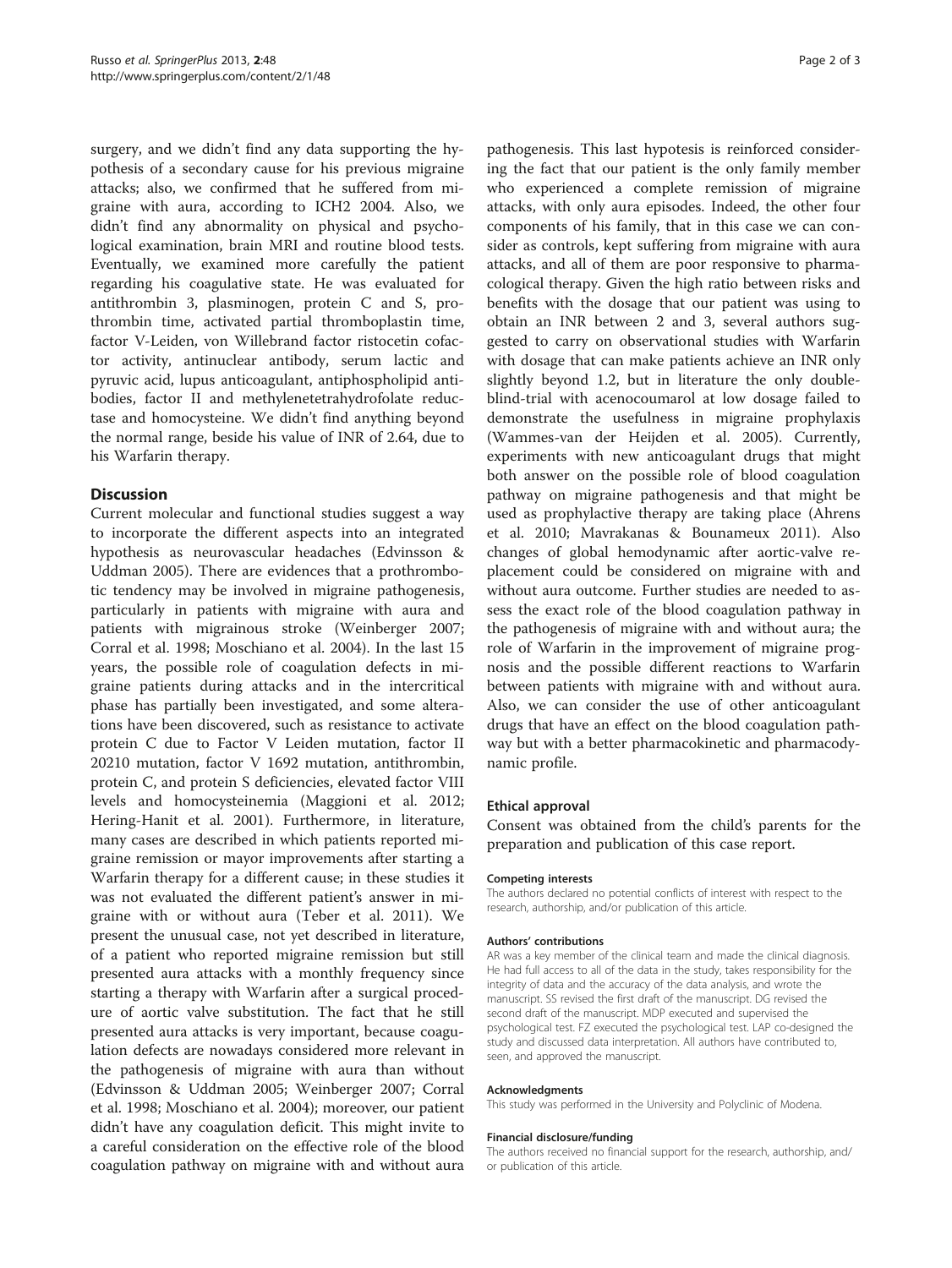surgery, and we didn't find any data supporting the hypothesis of a secondary cause for his previous migraine attacks; also, we confirmed that he suffered from migraine with aura, according to ICH2 2004. Also, we didn't find any abnormality on physical and psychological examination, brain MRI and routine blood tests. Eventually, we examined more carefully the patient regarding his coagulative state. He was evaluated for antithrombin 3, plasminogen, protein C and S, prothrombin time, activated partial thromboplastin time, factor V-Leiden, von Willebrand factor ristocetin cofactor activity, antinuclear antibody, serum lactic and pyruvic acid, lupus anticoagulant, antiphospholipid antibodies, factor II and methylenetetrahydrofolate reductase and homocysteine. We didn't find anything beyond the normal range, beside his value of INR of 2.64, due to his Warfarin therapy.

## Discussion

Current molecular and functional studies suggest a way to incorporate the different aspects into an integrated hypothesis as neurovascular headaches (Edvinsson & Uddman 2005). There are evidences that a prothrombotic tendency may be involved in migraine pathogenesis, particularly in patients with migraine with aura and patients with migrainous stroke (Weinberger 2007; Corral et al. 1998; Moschiano et al. 2004). In the last 15 years, the possible role of coagulation defects in migraine patients during attacks and in the intercritical phase has partially been investigated, and some alterations have been discovered, such as resistance to activate protein C due to Factor V Leiden mutation, factor II 20210 mutation, factor V 1692 mutation, antithrombin, protein C, and protein S deficiencies, elevated factor VIII levels and homocysteinemia (Maggioni et al. 2012; Hering-Hanit et al. 2001). Furthermore, in literature, many cases are described in which patients reported migraine remission or mayor improvements after starting a Warfarin therapy for a different cause; in these studies it was not evaluated the different patient's answer in migraine with or without aura (Teber et al. 2011). We present the unusual case, not yet described in literature, of a patient who reported migraine remission but still presented aura attacks with a monthly frequency since starting a therapy with Warfarin after a surgical procedure of aortic valve substitution. The fact that he still presented aura attacks is very important, because coagulation defects are nowadays considered more relevant in the pathogenesis of migraine with aura than without (Edvinsson & Uddman 2005; Weinberger 2007; Corral et al. 1998; Moschiano et al. 2004); moreover, our patient didn't have any coagulation deficit. This might invite to a careful consideration on the effective role of the blood coagulation pathway on migraine with and without aura pathogenesis. This last hypotesis is reinforced considering the fact that our patient is the only family member who experienced a complete remission of migraine attacks, with only aura episodes. Indeed, the other four components of his family, that in this case we can consider as controls, kept suffering from migraine with aura attacks, and all of them are poor responsive to pharmacological therapy. Given the high ratio between risks and benefits with the dosage that our patient was using to obtain an INR between 2 and 3, several authors suggested to carry on observational studies with Warfarin with dosage that can make patients achieve an INR only slightly beyond 1.2, but in literature the only double-blind-trial with acenocoumarol at low dosage failed to demonstrate the usefulness in migraine prophylaxis (Wammes-van der Heijden et al. 2005). Currently, experiments with new anticoagulant drugs that might both answer on the possible role of blood coagulation pathway on migraine pathogenesis and that might be used as prophylactive therapy are taking place (Ahrens et al. 2010; Mavrakanas & Bounameux 2011). Also changes of global hemodynamic after aortic-valve replacement could be considered on migraine with and without aura outcome. Further studies are needed to assess the exact role of the blood coagulation pathway in the pathogenesis of migraine with and without aura; the role of Warfarin in the improvement of migraine prognosis and the possible different reactions to Warfarin between patients with migraine with and without aura. Also, we can consider the use of other anticoagulant drugs that have an effect on the blood coagulation pathway but with a better pharmacokinetic and pharmacodynamic profile.

## Ethical approval

Consent was obtained from the child's parents for the preparation and publication of this case report.

#### Competing interests

The authors declared no potential conflicts of interest with respect to the research, authorship, and/or publication of this article.

#### Authors' contributions

AR was a key member of the clinical team and made the clinical diagnosis. He had full access to all of the data in the study, takes responsibility for the integrity of data and the accuracy of the data analysis, and wrote the manuscript. SS revised the first draft of the manuscript. DG revised the second draft of the manuscript. MDP executed and supervised the psychological test. FZ executed the psychological test. LAP co-designed the study and discussed data interpretation. All authors have contributed to, seen, and approved the manuscript.

#### Acknowledgments

This study was performed in the University and Polyclinic of Modena.

#### Financial disclosure/funding

The authors received no financial support for the research, authorship, and/or publication of this article.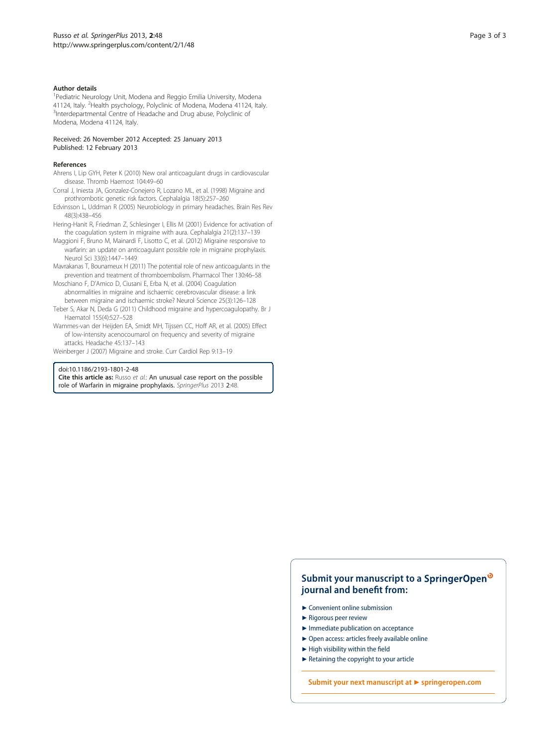### Author details

[1]Pediatric Neurology Unit, Modena and Reggio Emilia University, Modena 41124, Italy. [2]Health psychology, Polyclinic of Modena, Modena 41124, Italy. [3]Interdepartmental Centre of Headache and Drug abuse, Polyclinic of Modena, Modena 41124, Italy.

Received: 26 November 2012 Accepted: 25 January 2013
Published: 12 February 2013

### References

Ahrens I, Lip GYH, Peter K (2010) New oral anticoagulant drugs in cardiovascular disease. Thromb Haemost 104:49–60

Corral J, Iniesta JA, Gonzalez-Conejero R, Lozano ML, et al. (1998) Migraine and prothrombotic genetic risk factors. Cephalalgia 18(5):257–260

Edvinsson L, Uddman R (2005) Neurobiology in primary headaches. Brain Res Rev 48(3):438–456

Hering-Hanit R, Friedman Z, Schlesinger I, Ellis M (2001) Evidence for activation of the coagulation system in migraine with aura. Cephalalgia 21(2):137–139

Maggioni F, Bruno M, Mainardi F, Lisotto C, et al. (2012) Migraine responsive to warfarin: an update on anticoagulant possible role in migraine prophylaxis. Neurol Sci 33(6):1447–1449

Mavrakanas T, Bounameux H (2011) The potential role of new anticoagulants in the prevention and treatment of thromboembolism. Pharmacol Ther 130:46–58

Moschiano F, D'Amico D, Ciusani E, Erba N, et al. (2004) Coagulation abnormalities in migraine and ischaemic cerebrovascular disease: a link between migraine and ischaemic stroke? Neurol Science 25(3):126–128

Teber S, Akar N, Deda G (2011) Childhood migraine and hypercoagulopathy. Br J Haematol 155(4):527–528

Wammes-van der Heijden EA, Smidt MH, Tijssen CC, Hoff AR, et al. (2005) Effect of low-intensity acenocoumarol on frequency and severity of migraine attacks. Headache 45:137–143

Weinberger J (2007) Migraine and stroke. Curr Cardiol Rep 9:13–19

doi:10.1186/2193-1801-2-48
**Cite this article as:** Russo *et al.*: An unusual case report on the possible role of Warfarin in migraine prophylaxis. *SpringerPlus* 2013 **2**:48.

**Submit your manuscript to a SpringerOpen journal and benefit from:**

► Convenient online submission
► Rigorous peer review
► Immediate publication on acceptance
► Open access: articles freely available online
► High visibility within the field
► Retaining the copyright to your article

**Submit your next manuscript at ► springeropen.com**